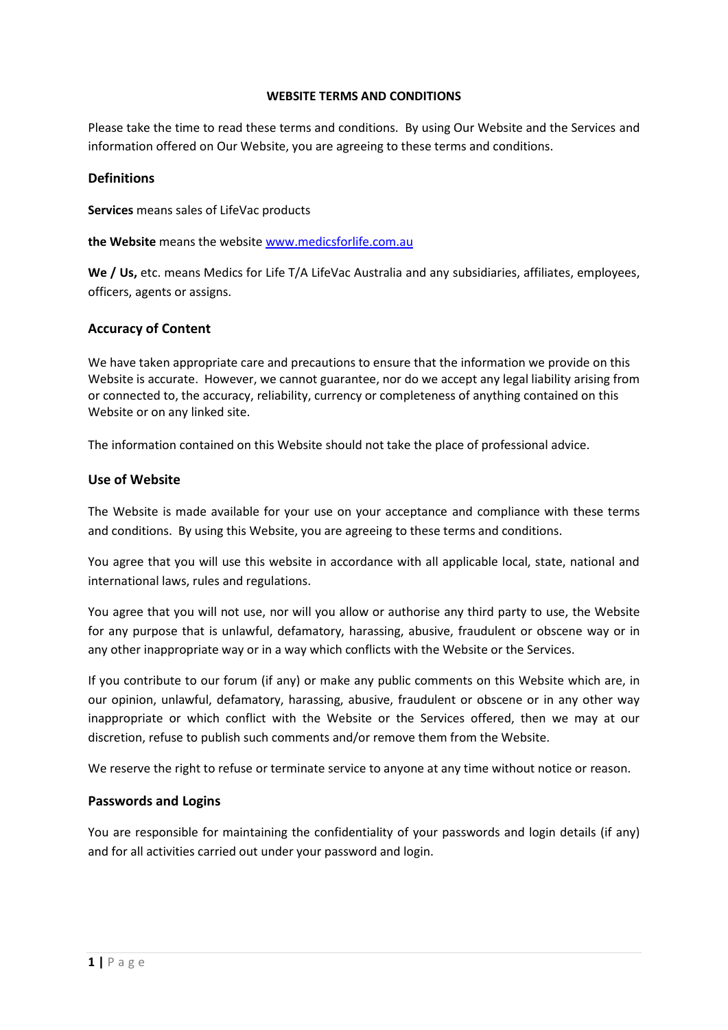# WEBSITE TERMS AND CONDITIONS

Please take the time to read these terms and conditions. By using Our Website and the Services and information offered on Our Website, you are agreeing to these terms and conditions.

## Definitions

**Services** means sales of LifeVac products

**the Website** means the website [www.medicsforlife.com.au](www.medicsforlife.com.au)

**We / Us,** etc. means Medics for Life T/A LifeVac Australia and any subsidiaries, affiliates, employees, officers, agents or assigns.

## Accuracy of Content

We have taken appropriate care and precautions to ensure that the information we provide on this Website is accurate. However, we cannot guarantee, nor do we accept any legal liability arising from or connected to, the accuracy, reliability, currency or completeness of anything contained on this Website or on any linked site.

The information contained on this Website should not take the place of professional advice.

## Use of Website

The Website is made available for your use on your acceptance and compliance with these terms and conditions. By using this Website, you are agreeing to these terms and conditions.

You agree that you will use this website in accordance with all applicable local, state, national and international laws, rules and regulations.

You agree that you will not use, nor will you allow or authorise any third party to use, the Website for any purpose that is unlawful, defamatory, harassing, abusive, fraudulent or obscene way or in any other inappropriate way or in a way which conflicts with the Website or the Services.

If you contribute to our forum (if any) or make any public comments on this Website which are, in our opinion, unlawful, defamatory, harassing, abusive, fraudulent or obscene or in any other way inappropriate or which conflict with the Website or the Services offered, then we may at our discretion, refuse to publish such comments and/or remove them from the Website.

We reserve the right to refuse or terminate service to anyone at any time without notice or reason.

## Passwords and Logins

You are responsible for maintaining the confidentiality of your passwords and login details (if any) and for all activities carried out under your password and login.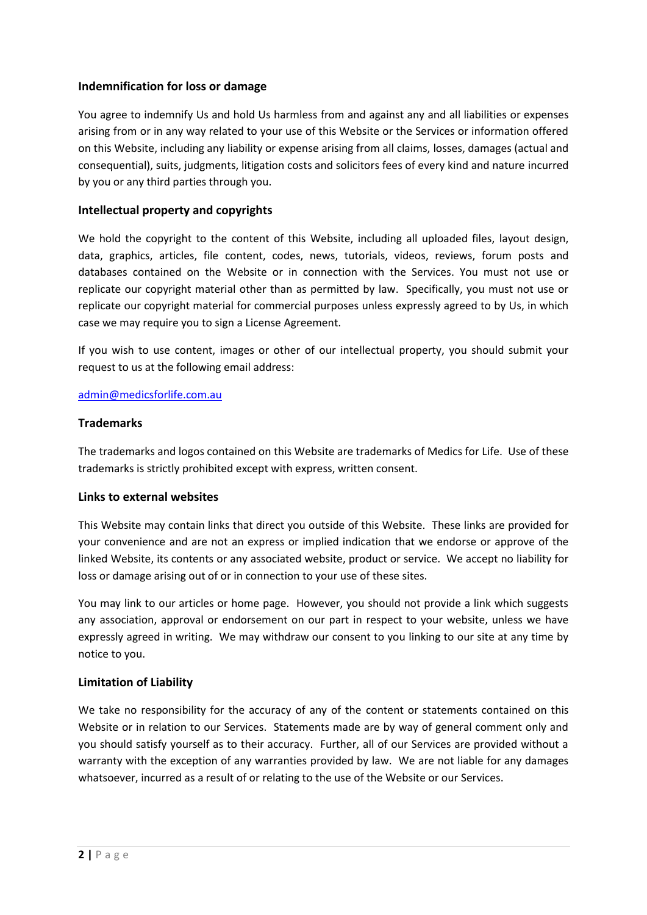### Indemnification for loss or damage

You agree to indemnify Us and hold Us harmless from and against any and all liabilities or expenses arising from or in any way related to your use of this Website or the Services or information offered on this Website, including any liability or expense arising from all claims, losses, damages (actual and consequential), suits, judgments, litigation costs and solicitors fees of every kind and nature incurred by you or any third parties through you.

### Intellectual property and copyrights

We hold the copyright to the content of this Website, including all uploaded files, layout design, data, graphics, articles, file content, codes, news, tutorials, videos, reviews, forum posts and databases contained on the Website or in connection with the Services. You must not use or replicate our copyright material other than as permitted by law. Specifically, you must not use or replicate our copyright material for commercial purposes unless expressly agreed to by Us, in which case we may require you to sign a License Agreement.

If you wish to use content, images or other of our intellectual property, you should submit your request to us at the following email address:

[admin@medicsforlife.com.au](mailto:admin@medicsforlife.com.au)

### Trademarks

The trademarks and logos contained on this Website are trademarks of Medics for Life. Use of these trademarks is strictly prohibited except with express, written consent.

### Links to external websites

This Website may contain links that direct you outside of this Website. These links are provided for your convenience and are not an express or implied indication that we endorse or approve of the linked Website, its contents or any associated website, product or service. We accept no liability for loss or damage arising out of or in connection to your use of these sites.

You may link to our articles or home page. However, you should not provide a link which suggests any association, approval or endorsement on our part in respect to your website, unless we have expressly agreed in writing. We may withdraw our consent to you linking to our site at any time by notice to you.

### Limitation of Liability

We take no responsibility for the accuracy of any of the content or statements contained on this Website or in relation to our Services. Statements made are by way of general comment only and you should satisfy yourself as to their accuracy. Further, all of our Services are provided without a warranty with the exception of any warranties provided by law. We are not liable for any damages whatsoever, incurred as a result of or relating to the use of the Website or our Services.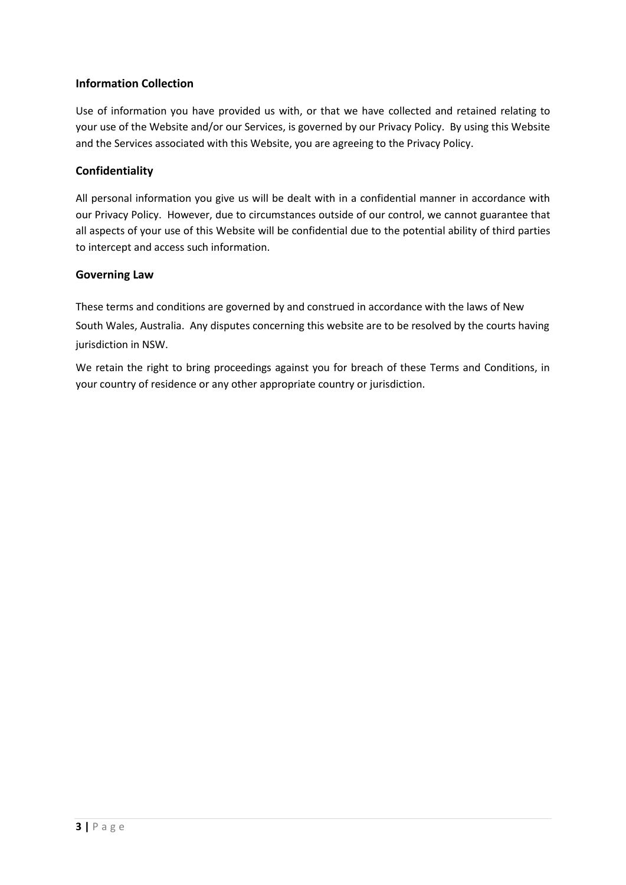## Information Collection

Use of information you have provided us with, or that we have collected and retained relating to your use of the Website and/or our Services, is governed by our Privacy Policy. By using this Website and the Services associated with this Website, you are agreeing to the Privacy Policy.

## Confidentiality

All personal information you give us will be dealt with in a confidential manner in accordance with our Privacy Policy. However, due to circumstances outside of our control, we cannot guarantee that all aspects of your use of this Website will be confidential due to the potential ability of third parties to intercept and access such information.

## Governing Law

These terms and conditions are governed by and construed in accordance with the laws of New South Wales, Australia. Any disputes concerning this website are to be resolved by the courts having jurisdiction in NSW.

We retain the right to bring proceedings against you for breach of these Terms and Conditions, in your country of residence or any other appropriate country or jurisdiction.